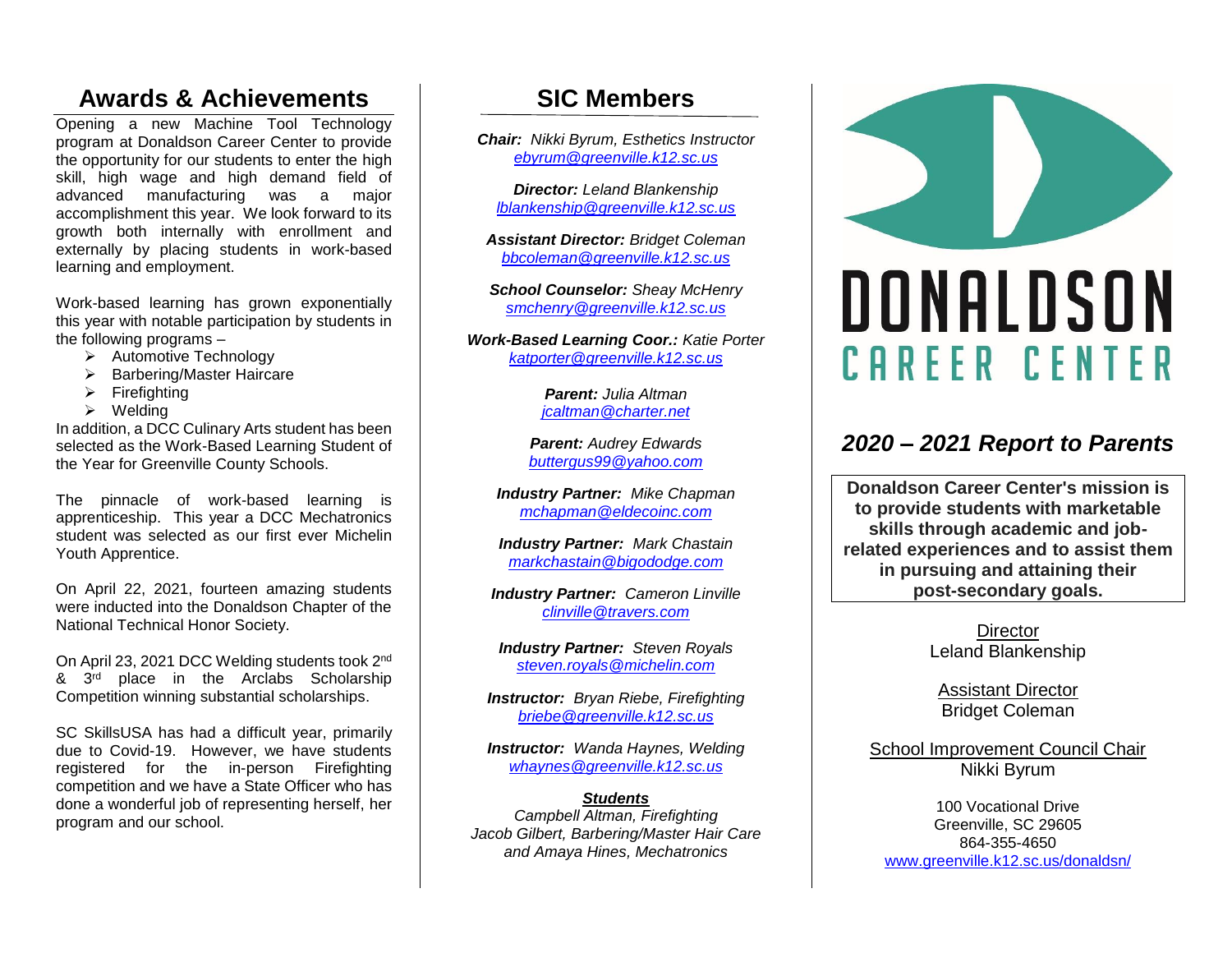## Awards & Achievements

Opening a new Machine Tool Technology program at Donaldson Career Center to provide the opportunity for our students to enter the high skill, high wage and high demand field of advanced manufacturing was a major accomplishment this year. We look forward to its growth both internally with enrollment and externally by placing students in work-based learning and employment.

Work-based learning has grown exponentially this year with notable participation by students in the following programs –

- Automotive Technology
- Barbering/Master Haircare
- Firefighting
- Welding

In addition, a DCC Culinary Arts student has been selected as the Work-Based Learning Student of the Year for Greenville County Schools.

The pinnacle of work-based learning is apprenticeship. This year a DCC Mechatronics student was selected as our first ever Michelin Youth Apprentice.

On April 22, 2021, fourteen amazing students were inducted into the Donaldson Chapter of the National Technical Honor Society.

On April 23, 2021 DCC Welding students took 2nd & 3rd place in the Arclabs Scholarship Competition winning substantial scholarships.

SC SkillsUSA has had a difficult year, primarily due to Covid-19. However, we have students registered for the in-person Firefighting competition and we have a State Officer who has done a wonderful job of representing herself, her program and our school.

## SIC Members

***Chair:*** *Nikki Byrum, Esthetics Instructor*
*ebyrum@greenville.k12.sc.us*

***Director:*** *Leland Blankenship*
*lblankenship@greenville.k12.sc.us*

***Assistant Director:*** *Bridget Coleman*
*bbcoleman@greenville.k12.sc.us*

***School Counselor:*** *Sheay McHenry*
*smchenry@greenville.k12.sc.us*

***Work-Based Learning Coor.:*** *Katie Porter*
*katporter@greenville.k12.sc.us*

***Parent:*** *Julia Altman*
*jcaltman@charter.net*

***Parent:*** *Audrey Edwards*
*buttergus99@yahoo.com*

***Industry Partner:*** *Mike Chapman*
*mchapman@eldecoinc.com*

***Industry Partner:*** *Mark Chastain*
*markchastain@bigododge.com*

***Industry Partner:*** *Cameron Linville*
*clinville@travers.com*

***Industry Partner:*** *Steven Royals*
*steven.royals@michelin.com*

***Instructor:*** *Bryan Riebe, Firefighting*
*briebe@greenville.k12.sc.us*

***Instructor:*** *Wanda Haynes, Welding*
*whaynes@greenville.k12.sc.us*

***Students***
*Campbell Altman, Firefighting*
*Jacob Gilbert, Barbering/Master Hair Care*
*and Amaya Hines, Mechatronics*

# DONALDSON CAREER CENTER

## *2020 – 2021 Report to Parents*

**Donaldson Career Center's mission is to provide students with marketable skills through academic and job-related experiences and to assist them in pursuing and attaining their post-secondary goals.**

Director
Leland Blankenship

Assistant Director
Bridget Coleman

School Improvement Council Chair
Nikki Byrum

100 Vocational Drive
Greenville, SC 29605
864-355-4650
www.greenville.k12.sc.us/donaldsn/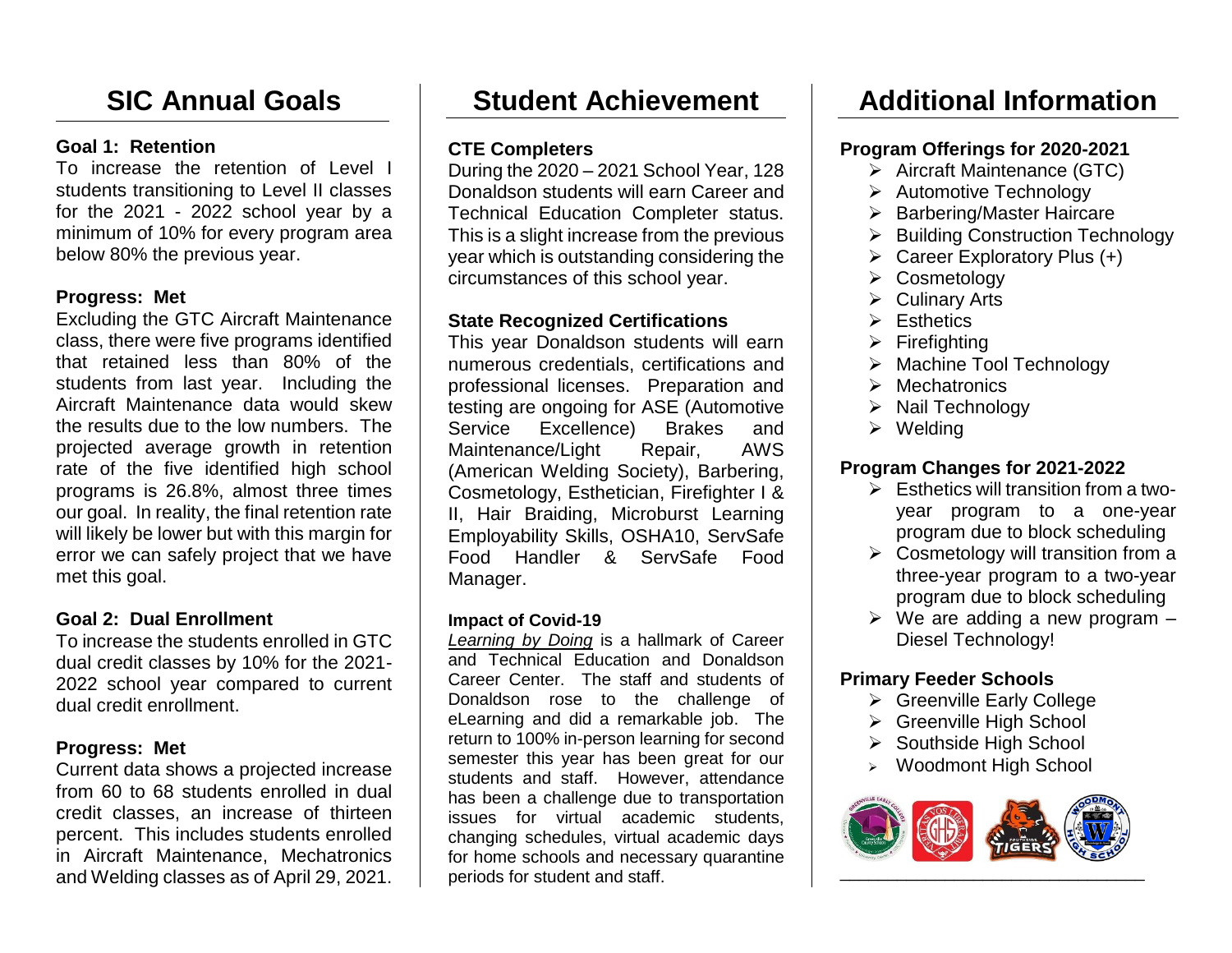# SIC Annual Goals

**Goal 1: Retention**

To increase the retention of Level I students transitioning to Level II classes for the 2021 - 2022 school year by a minimum of 10% for every program area below 80% the previous year.

**Progress: Met**

Excluding the GTC Aircraft Maintenance class, there were five programs identified that retained less than 80% of the students from last year. Including the Aircraft Maintenance data would skew the results due to the low numbers. The projected average growth in retention rate of the five identified high school programs is 26.8%, almost three times our goal. In reality, the final retention rate will likely be lower but with this margin for error we can safely project that we have met this goal.

**Goal 2: Dual Enrollment**

To increase the students enrolled in GTC dual credit classes by 10% for the 2021-2022 school year compared to current dual credit enrollment.

**Progress: Met**

Current data shows a projected increase from 60 to 68 students enrolled in dual credit classes, an increase of thirteen percent. This includes students enrolled in Aircraft Maintenance, Mechatronics and Welding classes as of April 29, 2021.

# Student Achievement

**CTE Completers**

During the 2020 – 2021 School Year, 128 Donaldson students will earn Career and Technical Education Completer status. This is a slight increase from the previous year which is outstanding considering the circumstances of this school year.

**State Recognized Certifications**

This year Donaldson students will earn numerous credentials, certifications and professional licenses. Preparation and testing are ongoing for ASE (Automotive Service Excellence) Brakes and Maintenance/Light Repair, AWS (American Welding Society), Barbering, Cosmetology, Esthetician, Firefighter I & II, Hair Braiding, Microburst Learning Employability Skills, OSHA10, ServSafe Food Handler & ServSafe Food Manager.

**Impact of Covid-19**

*Learning by Doing* is a hallmark of Career and Technical Education and Donaldson Career Center. The staff and students of Donaldson rose to the challenge of eLearning and did a remarkable job. The return to 100% in-person learning for second semester this year has been great for our students and staff. However, attendance has been a challenge due to transportation issues for virtual academic students, changing schedules, virtual academic days for home schools and necessary quarantine periods for student and staff.

# Additional Information

**Program Offerings for 2020-2021**

- Aircraft Maintenance (GTC)
- Automotive Technology
- Barbering/Master Haircare
- Building Construction Technology
- Career Exploratory Plus (+)
- Cosmetology
- Culinary Arts
- Esthetics
- Firefighting
- Machine Tool Technology
- Mechatronics
- Nail Technology
- Welding

**Program Changes for 2021-2022**

- Esthetics will transition from a two-year program to a one-year program due to block scheduling
- Cosmetology will transition from a three-year program to a two-year program due to block scheduling
- We are adding a new program – Diesel Technology!

**Primary Feeder Schools**

- Greenville Early College
- Greenville High School
- Southside High School
- Woodmont High School